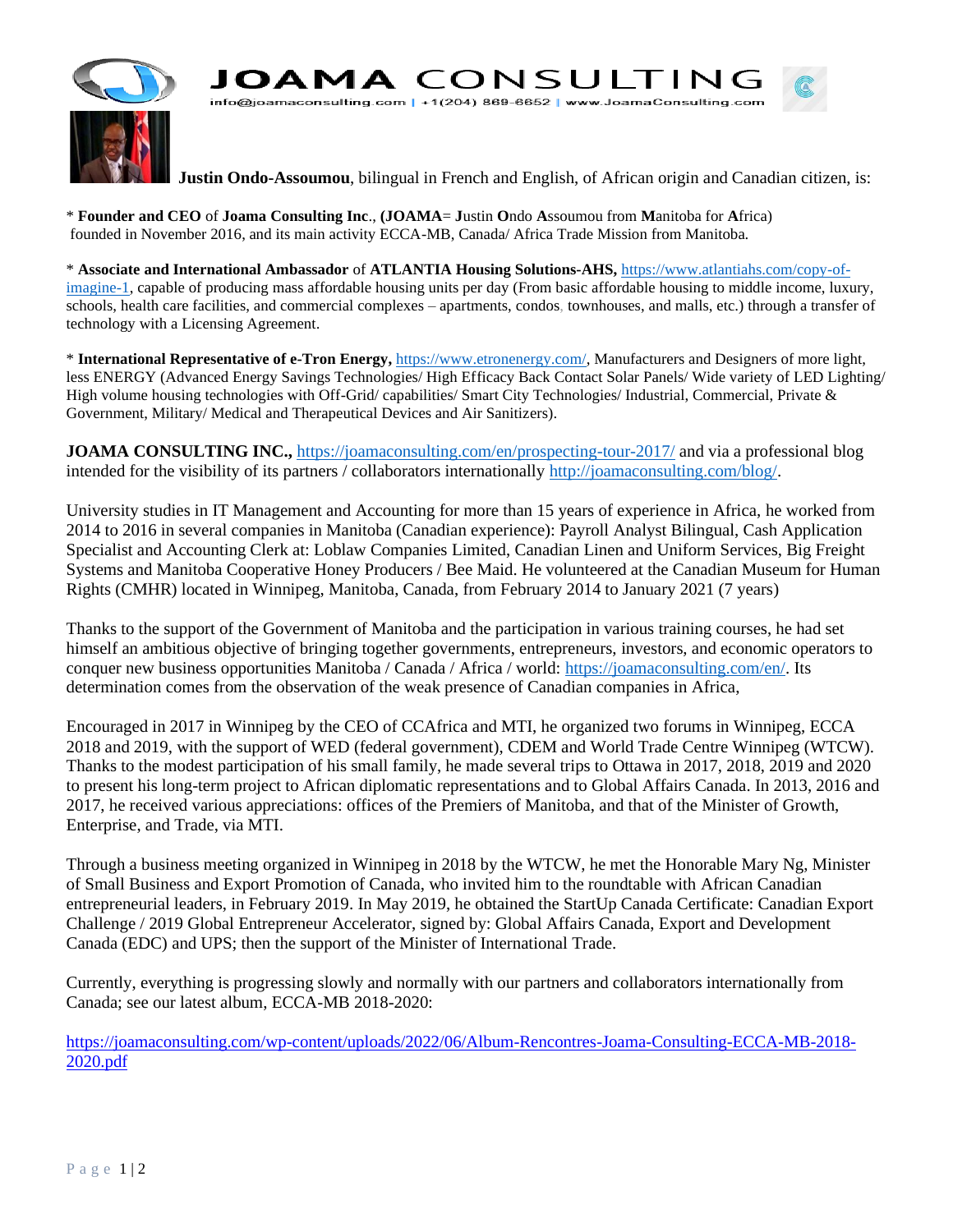# JOAMA CONSULTING

info@joamaconsulting.com | +1(204) 869-6652 | www.JoamaConsulting.com

**Justin Ondo-Assoumou**, bilingual in French and English, of African origin and Canadian citizen, is:

* **Founder and CEO** of **Joama Consulting Inc**., (**JOAMA**= **J**ustin **O**ndo **A**ssoumou from **M**anitoba for **A**frica) founded in November 2016, and its main activity ECCA-MB, Canada/ Africa Trade Mission from Manitoba.

* **Associate and International Ambassador** of **ATLANTIA Housing Solutions-AHS,** https://www.atlantiahs.com/copy-of-imagine-1, capable of producing mass affordable housing units per day (From basic affordable housing to middle income, luxury, schools, health care facilities, and commercial complexes – apartments, condos, townhouses, and malls, etc.) through a transfer of technology with a Licensing Agreement.

* **International Representative of e-Tron Energy,** https://www.etronenergy.com/, Manufacturers and Designers of more light, less ENERGY (Advanced Energy Savings Technologies/ High Efficacy Back Contact Solar Panels/ Wide variety of LED Lighting/ High volume housing technologies with Off-Grid/ capabilities/ Smart City Technologies/ Industrial, Commercial, Private & Government, Military/ Medical and Therapeutical Devices and Air Sanitizers).

**JOAMA CONSULTING INC.,** https://joamaconsulting.com/en/prospecting-tour-2017/ and via a professional blog intended for the visibility of its partners / collaborators internationally http://joamaconsulting.com/blog/.

University studies in IT Management and Accounting for more than 15 years of experience in Africa, he worked from 2014 to 2016 in several companies in Manitoba (Canadian experience): Payroll Analyst Bilingual, Cash Application Specialist and Accounting Clerk at: Loblaw Companies Limited, Canadian Linen and Uniform Services, Big Freight Systems and Manitoba Cooperative Honey Producers / Bee Maid. He volunteered at the Canadian Museum for Human Rights (CMHR) located in Winnipeg, Manitoba, Canada, from February 2014 to January 2021 (7 years)

Thanks to the support of the Government of Manitoba and the participation in various training courses, he had set himself an ambitious objective of bringing together governments, entrepreneurs, investors, and economic operators to conquer new business opportunities Manitoba / Canada / Africa / world: https://joamaconsulting.com/en/. Its determination comes from the observation of the weak presence of Canadian companies in Africa,

Encouraged in 2017 in Winnipeg by the CEO of CCAfrica and MTI, he organized two forums in Winnipeg, ECCA 2018 and 2019, with the support of WED (federal government), CDEM and World Trade Centre Winnipeg (WTCW). Thanks to the modest participation of his small family, he made several trips to Ottawa in 2017, 2018, 2019 and 2020 to present his long-term project to African diplomatic representations and to Global Affairs Canada. In 2013, 2016 and 2017, he received various appreciations: offices of the Premiers of Manitoba, and that of the Minister of Growth, Enterprise, and Trade, via MTI.

Through a business meeting organized in Winnipeg in 2018 by the WTCW, he met the Honorable Mary Ng, Minister of Small Business and Export Promotion of Canada, who invited him to the roundtable with African Canadian entrepreneurial leaders, in February 2019. In May 2019, he obtained the StartUp Canada Certificate: Canadian Export Challenge / 2019 Global Entrepreneur Accelerator, signed by: Global Affairs Canada, Export and Development Canada (EDC) and UPS; then the support of the Minister of International Trade.

Currently, everything is progressing slowly and normally with our partners and collaborators internationally from Canada; see our latest album, ECCA-MB 2018-2020:

https://joamaconsulting.com/wp-content/uploads/2022/06/Album-Rencontres-Joama-Consulting-ECCA-MB-2018-2020.pdf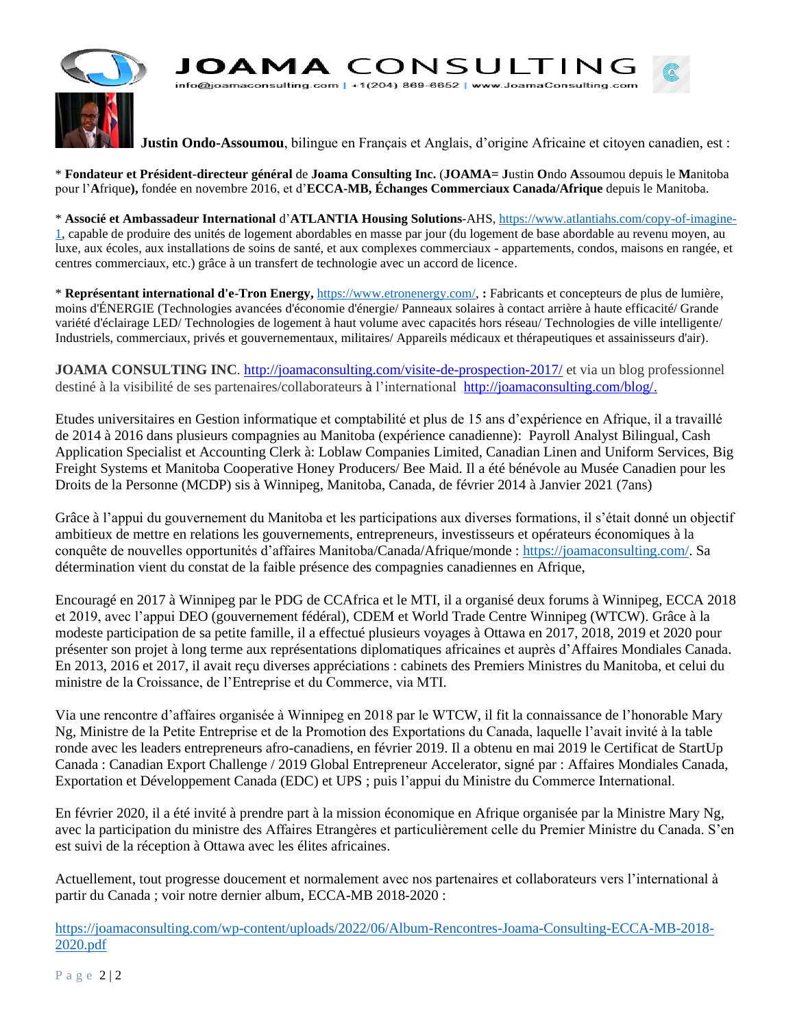# JOAMA CONSULTING

info@joamaconsulting.com | +1(204) 869-6652 | www.JoamaConsulting.com

**Justin Ondo-Assoumou**, bilingue en Français et Anglais, d'origine Africaine et citoyen canadien, est :

* **Fondateur et Président-directeur général** de **Joama Consulting Inc.** (**JOAMA= J**ustin **O**ndo **A**ssoumou depuis le **M**anitoba pour l'**A**frique**)**, fondée en novembre 2016, et d'**ECCA-MB, Échanges Commerciaux Canada/Afrique** depuis le Manitoba.

* **Associé et Ambassadeur International** d'**ATLANTIA Housing Solutions**-AHS, https://www.atlantiahs.com/copy-of-imagine-1, capable de produire des unités de logement abordables en masse par jour (du logement de base abordable au revenu moyen, au luxe, aux écoles, aux installations de soins de santé, et aux complexes commerciaux - appartements, condos, maisons en rangée, et centres commerciaux, etc.) grâce à un transfert de technologie avec un accord de licence.

* **Représentant international d'e-Tron Energy,** https://www.etronenergy.com/, **:** Fabricants et concepteurs de plus de lumière, moins d'ÉNERGIE (Technologies avancées d'économie d'énergie/ Panneaux solaires à contact arrière à haute efficacité/ Grande variété d'éclairage LED/ Technologies de logement à haut volume avec capacités hors réseau/ Technologies de ville intelligente/ Industriels, commerciaux, privés et gouvernementaux, militaires/ Appareils médicaux et thérapeutiques et assainisseurs d'air).

**JOAMA CONSULTING INC**. http://joamaconsulting.com/visite-de-prospection-2017/ et via un blog professionnel destiné à la visibilité de ses partenaires/collaborateurs à l'international http://joamaconsulting.com/blog/.

Etudes universitaires en Gestion informatique et comptabilité et plus de 15 ans d'expérience en Afrique, il a travaillé de 2014 à 2016 dans plusieurs compagnies au Manitoba (expérience canadienne): Payroll Analyst Bilingual, Cash Application Specialist et Accounting Clerk à: Loblaw Companies Limited, Canadian Linen and Uniform Services, Big Freight Systems et Manitoba Cooperative Honey Producers/ Bee Maid. Il a été bénévole au Musée Canadien pour les Droits de la Personne (MCDP) sis à Winnipeg, Manitoba, Canada, de février 2014 à Janvier 2021 (7ans)

Grâce à l'appui du gouvernement du Manitoba et les participations aux diverses formations, il s'était donné un objectif ambitieux de mettre en relations les gouvernements, entrepreneurs, investisseurs et opérateurs économiques à la conquête de nouvelles opportunités d'affaires Manitoba/Canada/Afrique/monde : https://joamaconsulting.com/. Sa détermination vient du constat de la faible présence des compagnies canadiennes en Afrique,

Encouragé en 2017 à Winnipeg par le PDG de CCAfrica et le MTI, il a organisé deux forums à Winnipeg, ECCA 2018 et 2019, avec l'appui DEO (gouvernement fédéral), CDEM et World Trade Centre Winnipeg (WTCW). Grâce à la modeste participation de sa petite famille, il a effectué plusieurs voyages à Ottawa en 2017, 2018, 2019 et 2020 pour présenter son projet à long terme aux représentations diplomatiques africaines et auprès d'Affaires Mondiales Canada. En 2013, 2016 et 2017, il avait reçu diverses appréciations : cabinets des Premiers Ministres du Manitoba, et celui du ministre de la Croissance, de l'Entreprise et du Commerce, via MTI.

Via une rencontre d'affaires organisée à Winnipeg en 2018 par le WTCW, il fit la connaissance de l'honorable Mary Ng, Ministre de la Petite Entreprise et de la Promotion des Exportations du Canada, laquelle l'avait invité à la table ronde avec les leaders entrepreneurs afro-canadiens, en février 2019. Il a obtenu en mai 2019 le Certificat de StartUp Canada : Canadian Export Challenge / 2019 Global Entrepreneur Accelerator, signé par : Affaires Mondiales Canada, Exportation et Développement Canada (EDC) et UPS ; puis l'appui du Ministre du Commerce International.

En février 2020, il a été invité à prendre part à la mission économique en Afrique organisée par la Ministre Mary Ng, avec la participation du ministre des Affaires Etrangères et particulièrement celle du Premier Ministre du Canada. S'en est suivi de la réception à Ottawa avec les élites africaines.

Actuellement, tout progresse doucement et normalement avec nos partenaires et collaborateurs vers l'international à partir du Canada ; voir notre dernier album, ECCA-MB 2018-2020 :

https://joamaconsulting.com/wp-content/uploads/2022/06/Album-Rencontres-Joama-Consulting-ECCA-MB-2018-2020.pdf